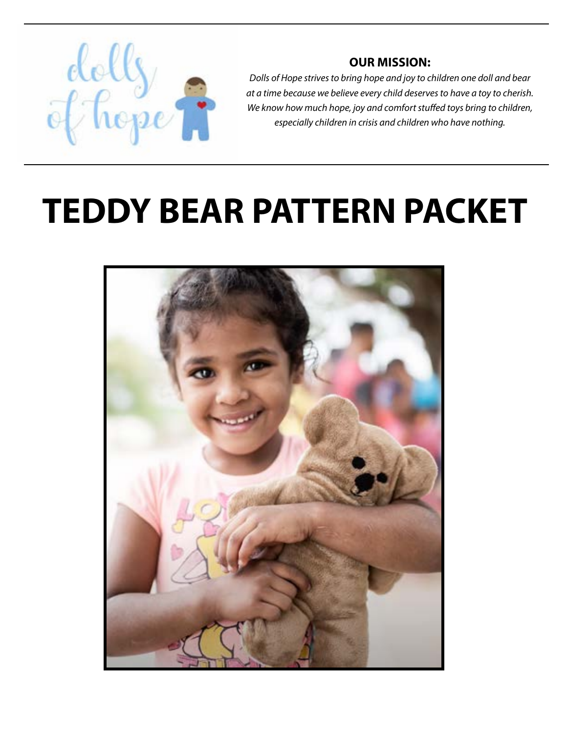dolls of hope

**OUR MISSION:**

*Dolls of Hope strives to bring hope and joy to children one doll and bear at a time because we believe every child deserves to have a toy to cherish. We know how much hope, joy and comfort stuffed toys bring to children, especially children in crisis and children who have nothing.*

# TEDDY BEAR PATTERN PACKET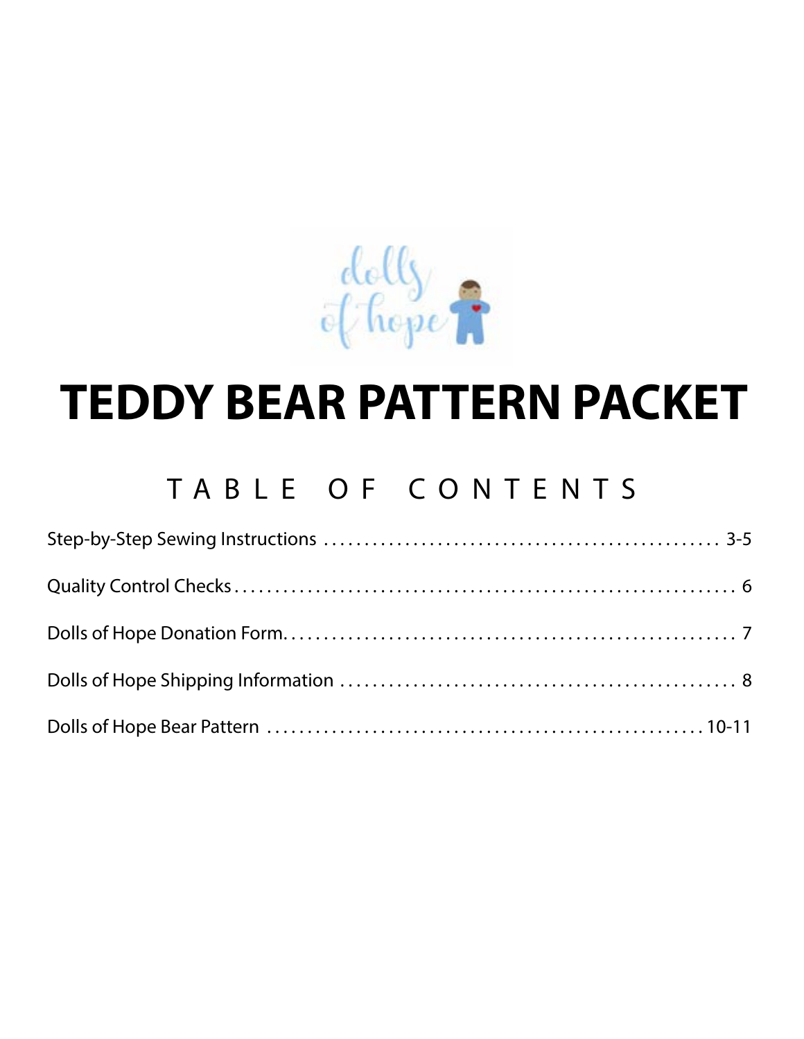dolls of hope

# TEDDY BEAR PATTERN PACKET

## TABLE OF CONTENTS

Step-by-Step Sewing Instructions ........ 3-5

Quality Control Checks ........ 6

Dolls of Hope Donation Form ........ 7

Dolls of Hope Shipping Information ........ 8

Dolls of Hope Bear Pattern ........ 10-11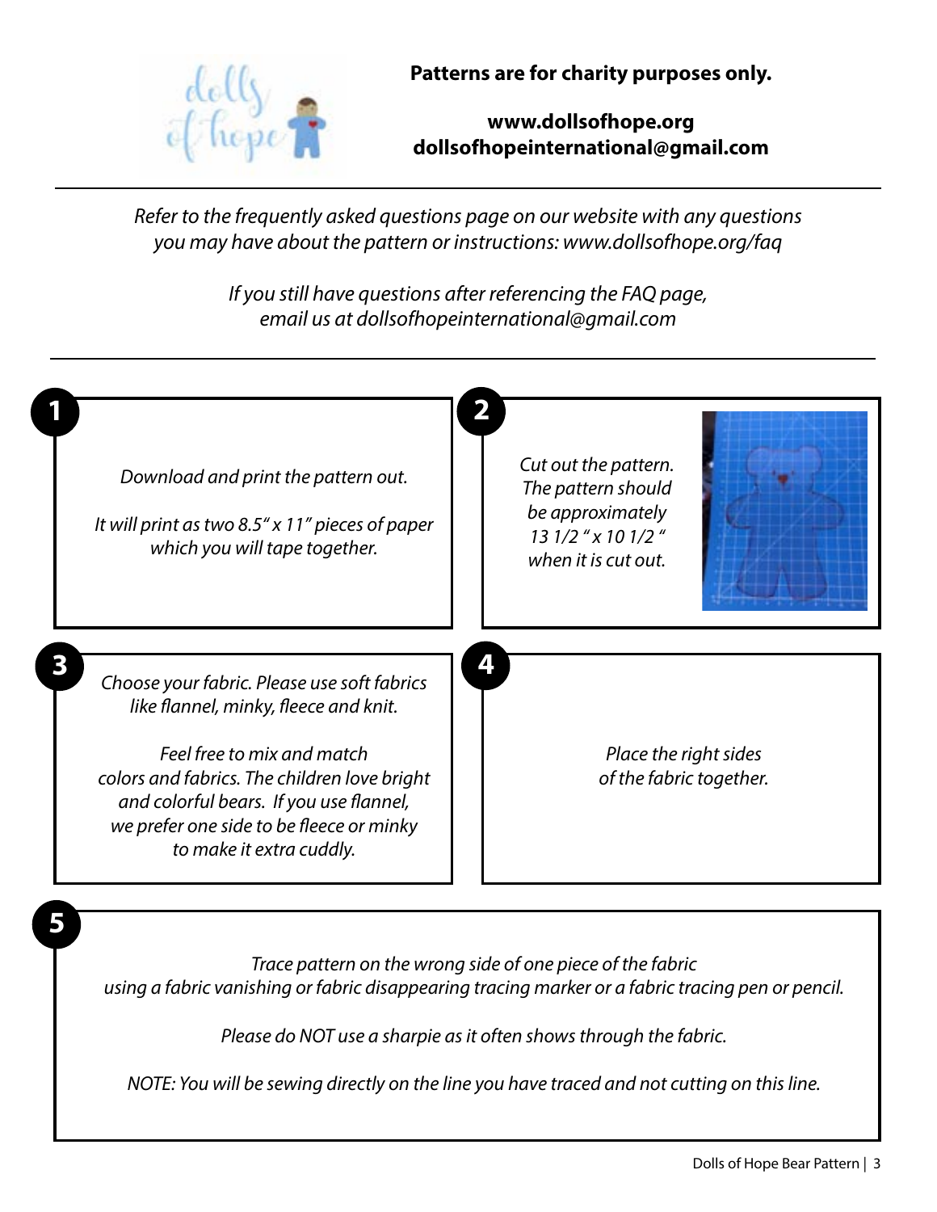**Patterns are for charity purposes only.**

**www.dollsofhope.org**
**dollsofhopeinternational@gmail.com**

---

*Refer to the frequently asked questions page on our website with any questions you may have about the pattern or instructions: www.dollsofhope.org/faq*

*If you still have questions after referencing the FAQ page, email us at dollsofhopeinternational@gmail.com*

---

**1**

*Download and print the pattern out.*

*It will print as two 8.5" x 11" pieces of paper which you will tape together.*

**2**

*Cut out the pattern. The pattern should be approximately 13 1/2 " x 10 1/2 " when it is cut out.*

**3**

*Choose your fabric. Please use soft fabrics like flannel, minky, fleece and knit.*

*Feel free to mix and match colors and fabrics. The children love bright and colorful bears. If you use flannel, we prefer one side to be fleece or minky to make it extra cuddly.*

**4**

*Place the right sides of the fabric together.*

**5**

*Trace pattern on the wrong side of one piece of the fabric using a fabric vanishing or fabric disappearing tracing marker or a fabric tracing pen or pencil.*

*Please do NOT use a sharpie as it often shows through the fabric.*

*NOTE: You will be sewing directly on the line you have traced and not cutting on this line.*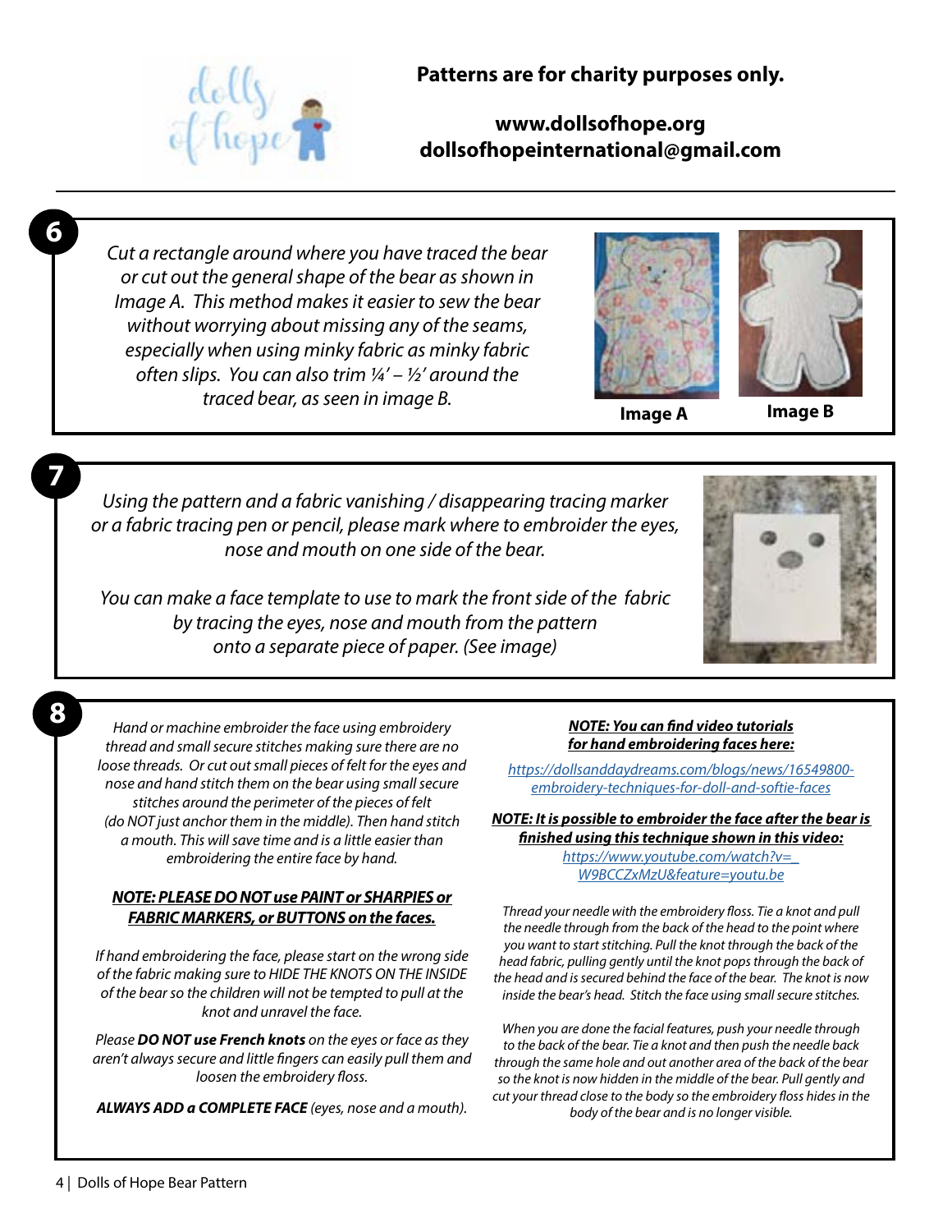**Patterns are for charity purposes only.**

**www.dollsofhope.org**
**dollsofhopeinternational@gmail.com**

## 6

*Cut a rectangle around where you have traced the bear or cut out the general shape of the bear as shown in Image A. This method makes it easier to sew the bear without worrying about missing any of the seams, especially when using minky fabric as minky fabric often slips. You can also trim ¼' – ½' around the traced bear, as seen in image B.*

**Image A** **Image B**

## 7

*Using the pattern and a fabric vanishing / disappearing tracing marker or a fabric tracing pen or pencil, please mark where to embroider the eyes, nose and mouth on one side of the bear.*

*You can make a face template to use to mark the front side of the fabric by tracing the eyes, nose and mouth from the pattern onto a separate piece of paper. (See image)*

## 8

*Hand or machine embroider the face using embroidery thread and small secure stitches making sure there are no loose threads. Or cut out small pieces of felt for the eyes and nose and hand stitch them on the bear using small secure stitches around the perimeter of the pieces of felt (do NOT just anchor them in the middle). Then hand stitch a mouth. This will save time and is a little easier than embroidering the entire face by hand.*

***NOTE: PLEASE DO NOT use PAINT or SHARPIES or FABRIC MARKERS, or BUTTONS on the faces.***

*If hand embroidering the face, please start on the wrong side of the fabric making sure to HIDE THE KNOTS ON THE INSIDE of the bear so the children will not be tempted to pull at the knot and unravel the face.*

*Please **DO NOT use French knots** on the eyes or face as they aren't always secure and little fingers can easily pull them and loosen the embroidery floss.*

***ALWAYS ADD a COMPLETE FACE** (eyes, nose and a mouth).*

***NOTE: You can find video tutorials for hand embroidering faces here:***

https://dollsanddaydreams.com/blogs/news/16549800-embroidery-techniques-for-doll-and-softie-faces

***NOTE: It is possible to embroider the face after the bear is finished using this technique shown in this video:***

https://www.youtube.com/watch?v=_W9BCCZxMzU&feature=youtu.be

*Thread your needle with the embroidery floss. Tie a knot and pull the needle through from the back of the head to the point where you want to start stitching. Pull the knot through the back of the head fabric, pulling gently until the knot pops through the back of the head and is secured behind the face of the bear. The knot is now inside the bear's head. Stitch the face using small secure stitches.*

*When you are done the facial features, push your needle through to the back of the bear. Tie a knot and then push the needle back through the same hole and out another area of the back of the bear so the knot is now hidden in the middle of the bear. Pull gently and cut your thread close to the body so the embroidery floss hides in the body of the bear and is no longer visible.*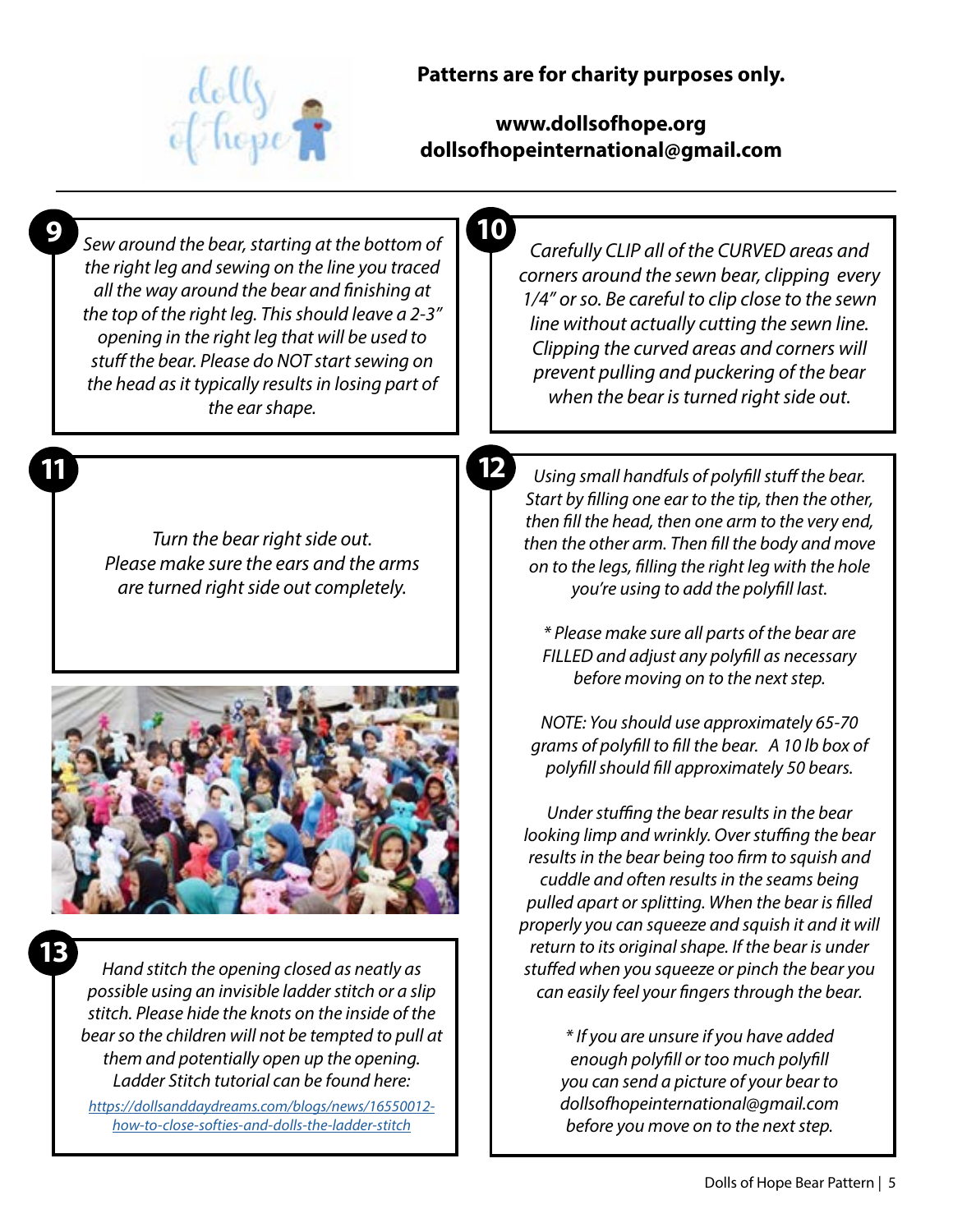**Patterns are for charity purposes only.**

**www.dollsofhope.org**
**dollsofhopeinternational@gmail.com**

**9**

*Sew around the bear, starting at the bottom of the right leg and sewing on the line you traced all the way around the bear and finishing at the top of the right leg. This should leave a 2-3" opening in the right leg that will be used to stuff the bear. Please do NOT start sewing on the head as it typically results in losing part of the ear shape.*

**10**

*Carefully CLIP all of the CURVED areas and corners around the sewn bear, clipping every 1/4" or so. Be careful to clip close to the sewn line without actually cutting the sewn line. Clipping the curved areas and corners will prevent pulling and puckering of the bear when the bear is turned right side out.*

**11**

*Turn the bear right side out. Please make sure the ears and the arms are turned right side out completely.*

**12**

*Using small handfuls of polyfill stuff the bear. Start by filling one ear to the tip, then the other, then fill the head, then one arm to the very end, then the other arm. Then fill the body and move on to the legs, filling the right leg with the hole you're using to add the polyfill last.*

*\* Please make sure all parts of the bear are FILLED and adjust any polyfill as necessary before moving on to the next step.*

*NOTE: You should use approximately 65-70 grams of polyfill to fill the bear. A 10 lb box of polyfill should fill approximately 50 bears.*

*Under stuffing the bear results in the bear looking limp and wrinkly. Over stuffing the bear results in the bear being too firm to squish and cuddle and often results in the seams being pulled apart or splitting. When the bear is filled properly you can squeeze and squish it and it will return to its original shape. If the bear is under stuffed when you squeeze or pinch the bear you can easily feel your fingers through the bear.*

*\* If you are unsure if you have added enough polyfill or too much polyfill you can send a picture of your bear to dollsofhopeinternational@gmail.com before you move on to the next step.*

**13**

*Hand stitch the opening closed as neatly as possible using an invisible ladder stitch or a slip stitch. Please hide the knots on the inside of the bear so the children will not be tempted to pull at them and potentially open up the opening. Ladder Stitch tutorial can be found here:*

https://dollsanddaydreams.com/blogs/news/16550012-how-to-close-softies-and-dolls-the-ladder-stitch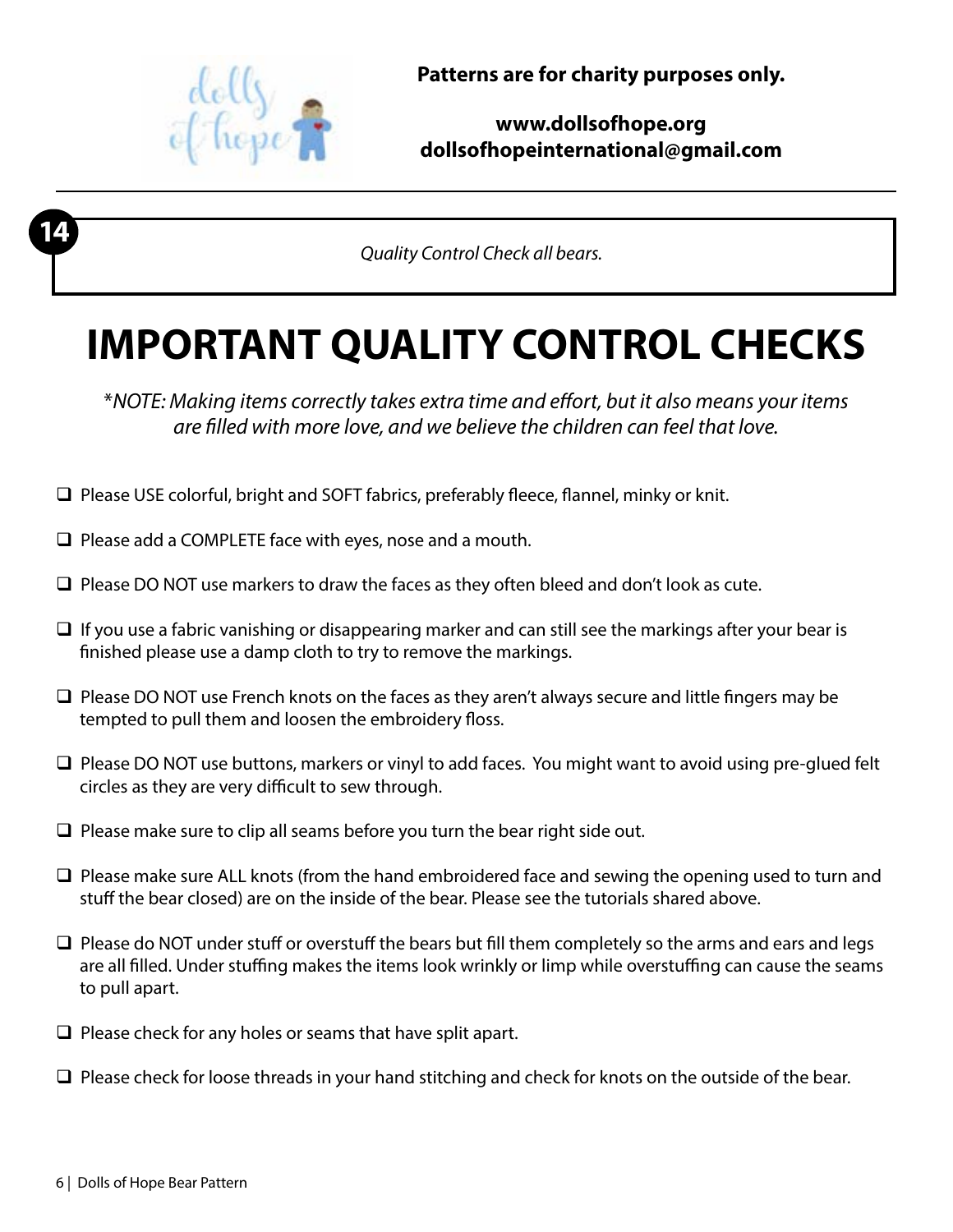**Patterns are for charity purposes only.**

**www.dollsofhope.org**
**dollsofhopeinternational@gmail.com**

**14**

*Quality Control Check all bears.*

# IMPORTANT QUALITY CONTROL CHECKS

*\*NOTE: Making items correctly takes extra time and effort, but it also means your items are filled with more love, and we believe the children can feel that love.*

- ❑ Please USE colorful, bright and SOFT fabrics, preferably fleece, flannel, minky or knit.
- ❑ Please add a COMPLETE face with eyes, nose and a mouth.
- ❑ Please DO NOT use markers to draw the faces as they often bleed and don't look as cute.
- ❑ If you use a fabric vanishing or disappearing marker and can still see the markings after your bear is finished please use a damp cloth to try to remove the markings.
- ❑ Please DO NOT use French knots on the faces as they aren't always secure and little fingers may be tempted to pull them and loosen the embroidery floss.
- ❑ Please DO NOT use buttons, markers or vinyl to add faces. You might want to avoid using pre-glued felt circles as they are very difficult to sew through.
- ❑ Please make sure to clip all seams before you turn the bear right side out.
- ❑ Please make sure ALL knots (from the hand embroidered face and sewing the opening used to turn and stuff the bear closed) are on the inside of the bear. Please see the tutorials shared above.
- ❑ Please do NOT under stuff or overstuff the bears but fill them completely so the arms and ears and legs are all filled. Under stuffing makes the items look wrinkly or limp while overstuffing can cause the seams to pull apart.
- ❑ Please check for any holes or seams that have split apart.
- ❑ Please check for loose threads in your hand stitching and check for knots on the outside of the bear.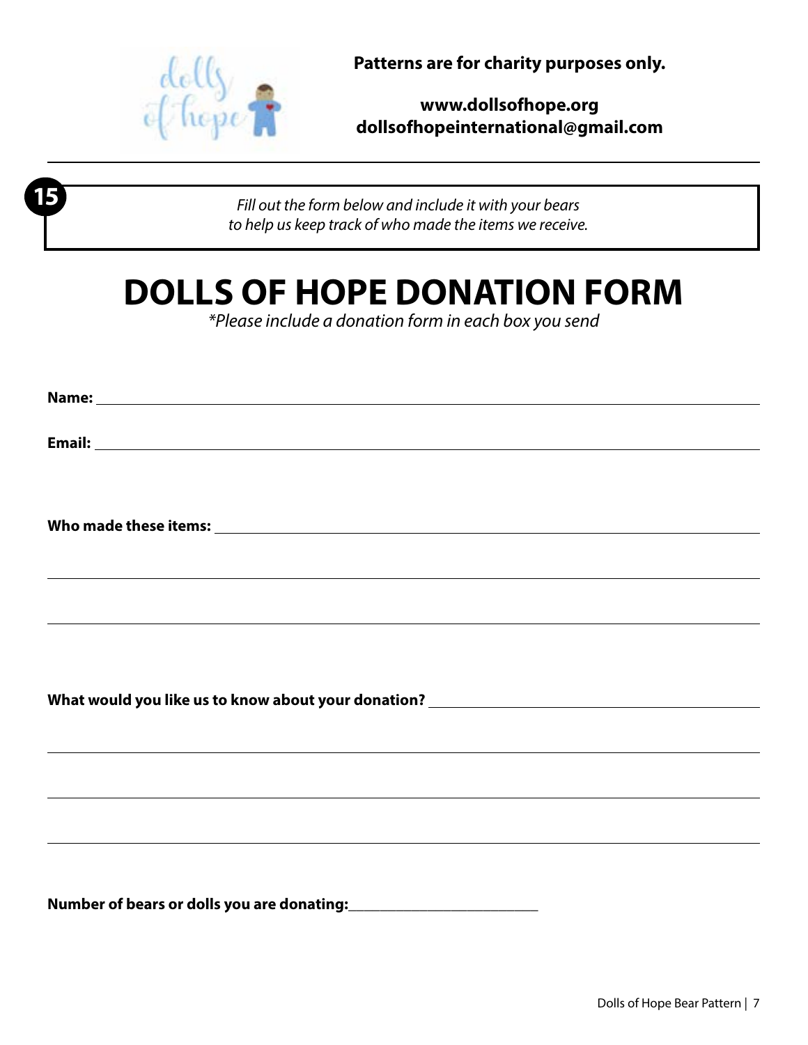**Patterns are for charity purposes only.**

**www.dollsofhope.org**
**dollsofhopeinternational@gmail.com**

**15**

*Fill out the form below and include it with your bears to help us keep track of who made the items we receive.*

# DOLLS OF HOPE DONATION FORM

*\*Please include a donation form in each box you send*

**Name:** ______________________________________________

**Email:** ______________________________________________

**Who made these items:** ______________________________________________

______________________________________________

______________________________________________

**What would you like us to know about your donation?** ______________________________________________

______________________________________________

______________________________________________

______________________________________________

**Number of bears or dolls you are donating:**__________________________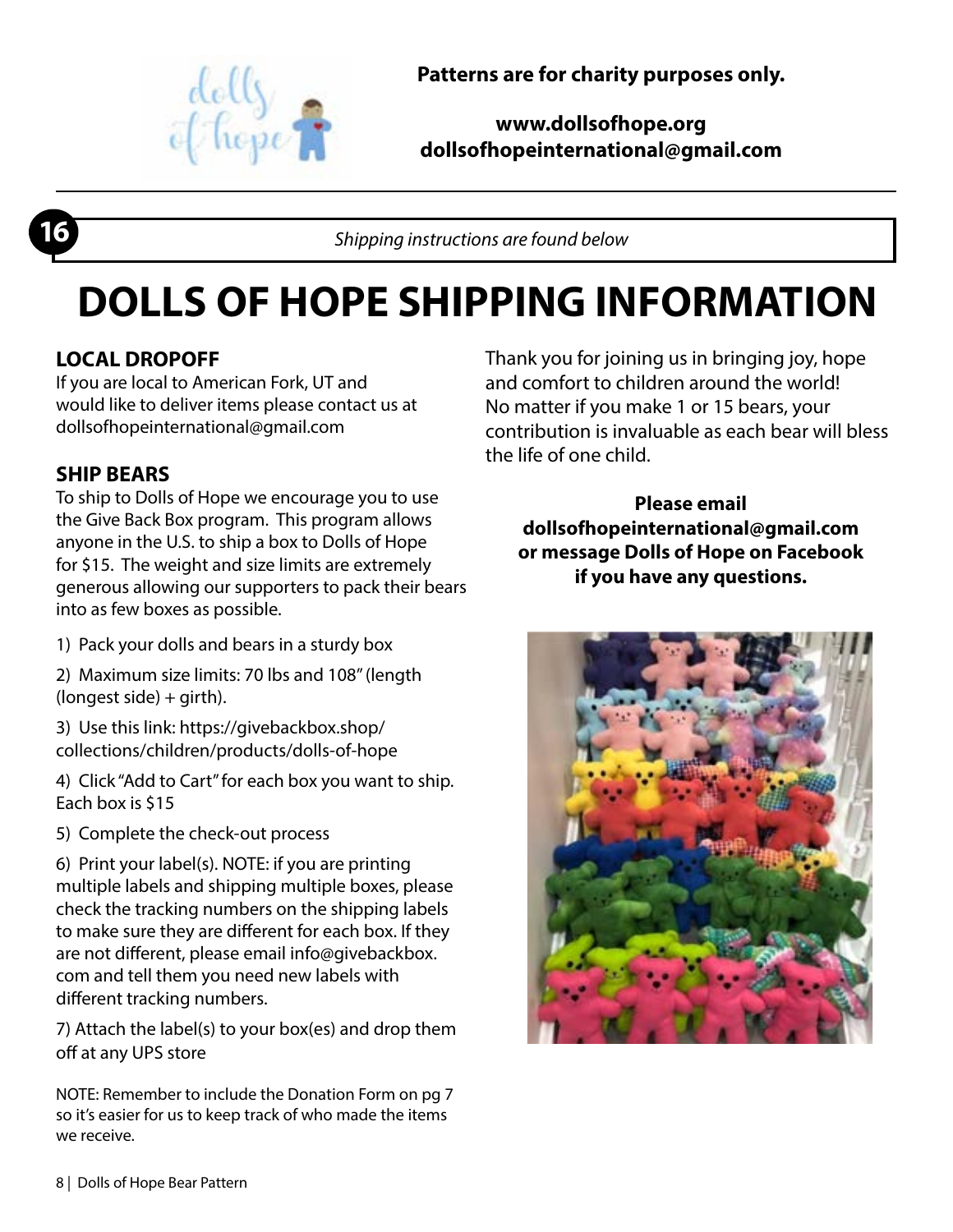**Patterns are for charity purposes only.**

**www.dollsofhope.org**
**dollsofhopeinternational@gmail.com**

16

*Shipping instructions are found below*

# DOLLS OF HOPE SHIPPING INFORMATION

### LOCAL DROPOFF

If you are local to American Fork, UT and would like to deliver items please contact us at dollsofhopeinternational@gmail.com

### SHIP BEARS

To ship to Dolls of Hope we encourage you to use the Give Back Box program. This program allows anyone in the U.S. to ship a box to Dolls of Hope for $15. The weight and size limits are extremely generous allowing our supporters to pack their bears into as few boxes as possible.

1) Pack your dolls and bears in a sturdy box

2) Maximum size limits: 70 lbs and 108" (length (longest side) + girth).

3) Use this link: https://givebackbox.shop/collections/children/products/dolls-of-hope

4) Click "Add to Cart" for each box you want to ship. Each box is $15

5) Complete the check-out process

6) Print your label(s). NOTE: if you are printing multiple labels and shipping multiple boxes, please check the tracking numbers on the shipping labels to make sure they are different for each box. If they are not different, please email info@givebackbox.com and tell them you need new labels with different tracking numbers.

7) Attach the label(s) to your box(es) and drop them off at any UPS store

NOTE: Remember to include the Donation Form on pg 7 so it's easier for us to keep track of who made the items we receive.

Thank you for joining us in bringing joy, hope and comfort to children around the world! No matter if you make 1 or 15 bears, your contribution is invaluable as each bear will bless the life of one child.

**Please email dollsofhopeinternational@gmail.com or message Dolls of Hope on Facebook if you have any questions.**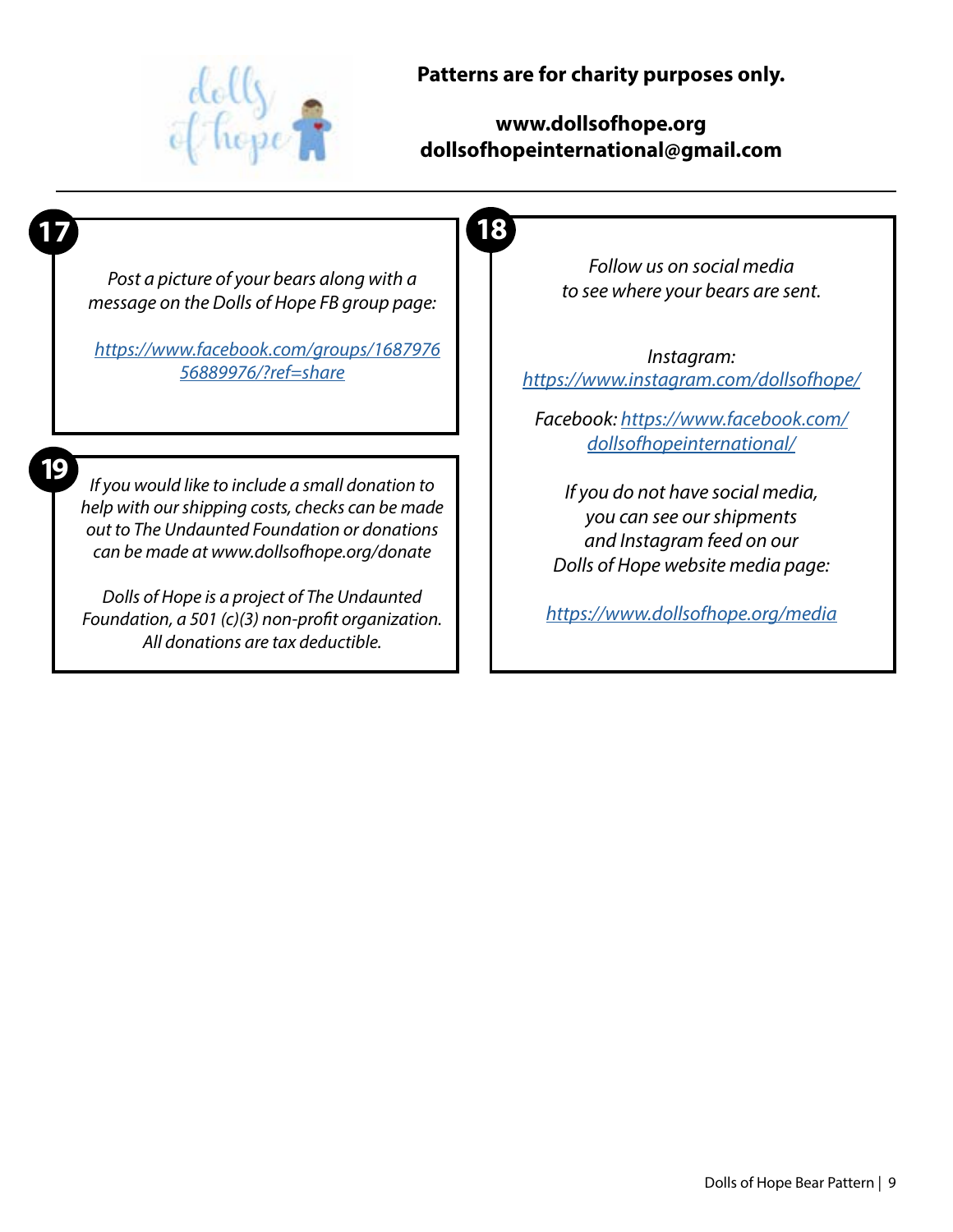**Patterns are for charity purposes only.**

**www.dollsofhope.org**
**dollsofhopeinternational@gmail.com**

---

**17**

*Post a picture of your bears along with a message on the Dolls of Hope FB group page:*

*https://www.facebook.com/groups/168797656889976/?ref=share*

**18**

*Follow us on social media to see where your bears are sent.*

*Instagram:*
*https://www.instagram.com/dollsofhope/*

*Facebook: https://www.facebook.com/dollsofhopeinternational/*

*If you do not have social media, you can see our shipments and Instagram feed on our Dolls of Hope website media page:*

*https://www.dollsofhope.org/media*

**19**

*If you would like to include a small donation to help with our shipping costs, checks can be made out to The Undaunted Foundation or donations can be made at www.dollsofhope.org/donate*

*Dolls of Hope is a project of The Undaunted Foundation, a 501 (c)(3) non-profit organization. All donations are tax deductible.*